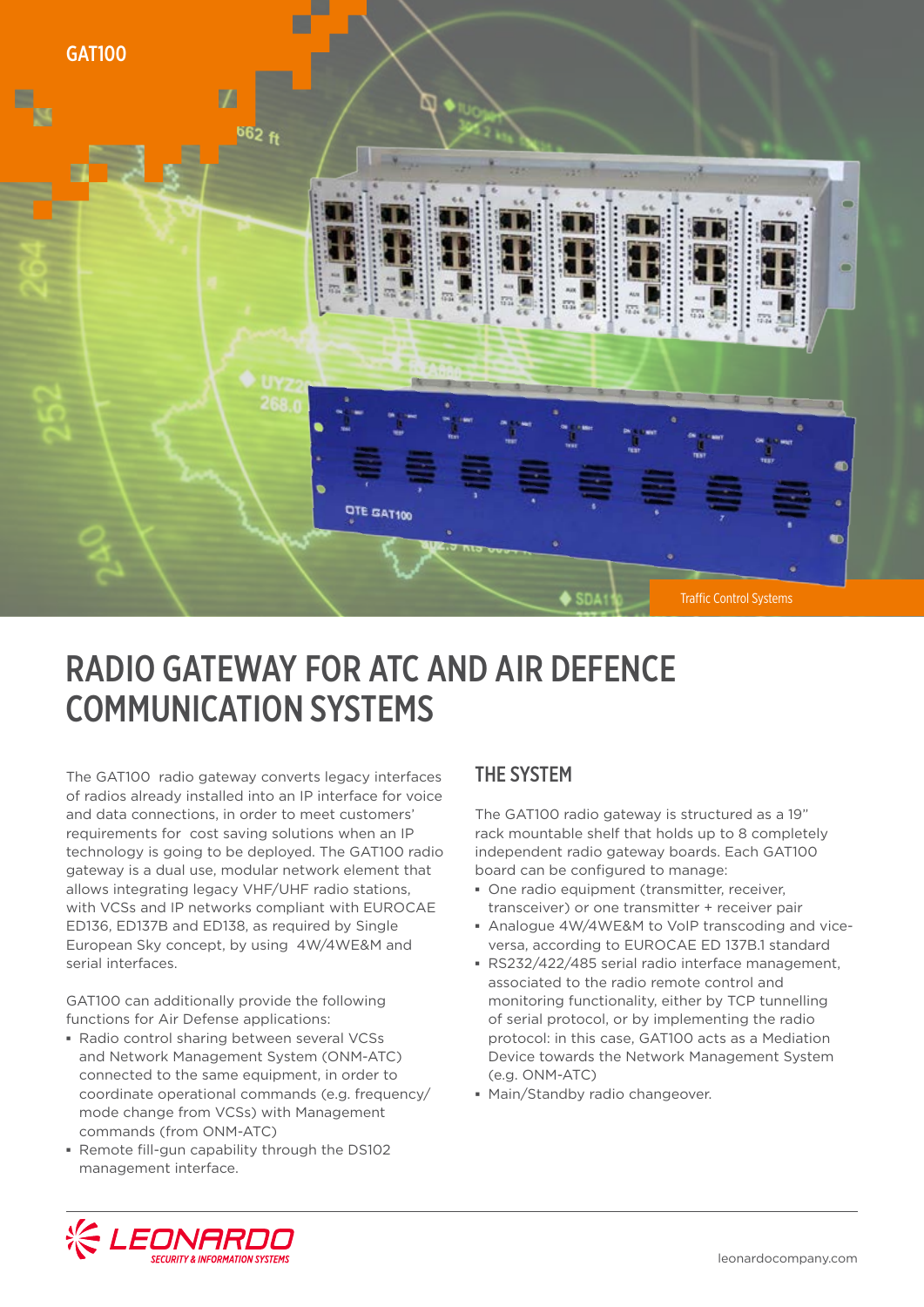GAT100

Traffic Control Systems

# RADIO GATEWAY FOR ATC AND AIR DEFENCE COMMUNICATION SYSTEMS

The GAT100 radio gateway converts legacy interfaces of radios already installed into an IP interface for voice and data connections, in order to meet customers' requirements for cost saving solutions when an IP technology is going to be deployed. The GAT100 radio gateway is a dual use, modular network element that allows integrating legacy VHF/UHF radio stations, with VCSs and IP networks compliant with EUROCAE ED136, ED137B and ED138, as required by Single European Sky concept, by using 4W/4WE&M and serial interfaces.

GAT100 can additionally provide the following functions for Air Defense applications:

- Radio control sharing between several VCSs and Network Management System (ONM-ATC) connected to the same equipment, in order to coordinate operational commands (e.g. frequency/ mode change from VCSs) with Management commands (from ONM-ATC)
- Remote fill-gun capability through the DS102 management interface.

## THE SYSTEM

The GAT100 radio gateway is structured as a 19" rack mountable shelf that holds up to 8 completely independent radio gateway boards. Each GAT100 board can be configured to manage:

- One radio equipment (transmitter, receiver, transceiver) or one transmitter + receiver pair
- Analogue 4W/4WE&M to VoIP transcoding and vice-versa, according to EUROCAE ED 137B.1 standard
- RS232/422/485 serial radio interface management, associated to the radio remote control and monitoring functionality, either by TCP tunnelling of serial protocol, or by implementing the radio protocol: in this case, GAT100 acts as a Mediation Device towards the Network Management System (e.g. ONM-ATC)
- Main/Standby radio changeover.

LEONARDO
SECURITY & INFORMATION SYSTEMS

leonardocompany.com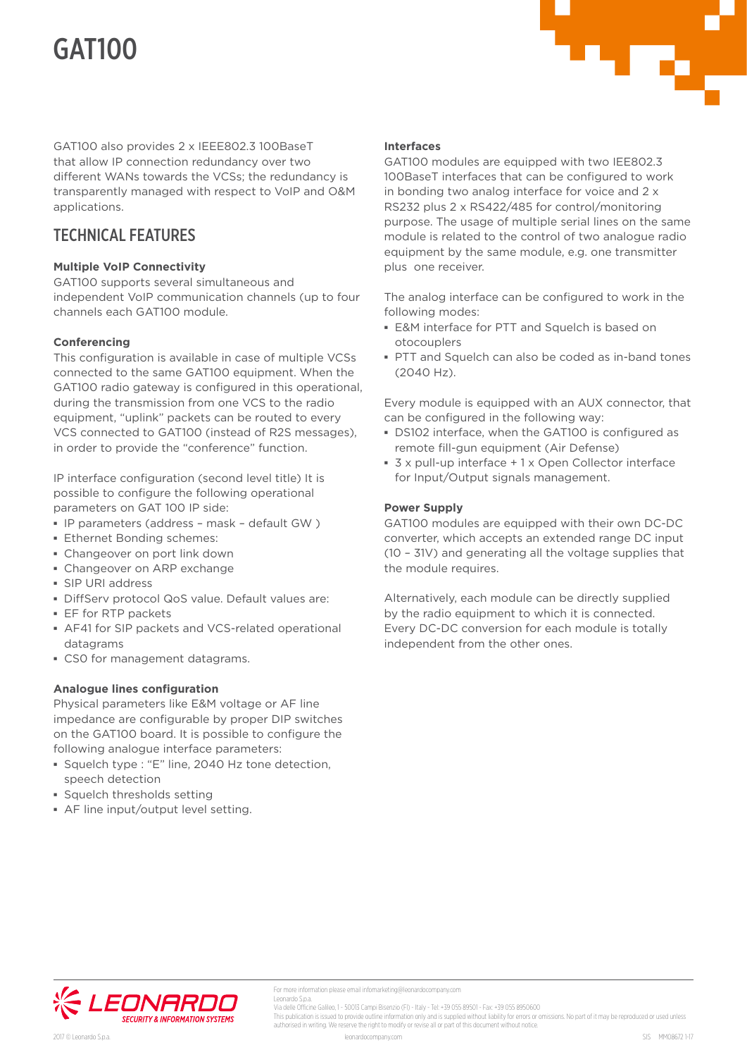# GAT100

GAT100 also provides 2 x IEEE802.3 100BaseT that allow IP connection redundancy over two different WANs towards the VCSs; the redundancy is transparently managed with respect to VoIP and O&M applications.

## TECHNICAL FEATURES

**Multiple VoIP Connectivity**
GAT100 supports several simultaneous and independent VoIP communication channels (up to four channels each GAT100 module.

**Conferencing**
This configuration is available in case of multiple VCSs connected to the same GAT100 equipment. When the GAT100 radio gateway is configured in this operational, during the transmission from one VCS to the radio equipment, "uplink" packets can be routed to every VCS connected to GAT100 (instead of R2S messages), in order to provide the "conference" function.

IP interface configuration (second level title) It is possible to configure the following operational parameters on GAT 100 IP side:

- IP parameters (address – mask – default GW )
- Ethernet Bonding schemes:
- Changeover on port link down
- Changeover on ARP exchange
- SIP URI address
- DiffServ protocol QoS value. Default values are:
- EF for RTP packets
- AF41 for SIP packets and VCS-related operational datagrams
- CS0 for management datagrams.

**Analogue lines configuration**
Physical parameters like E&M voltage or AF line impedance are configurable by proper DIP switches on the GAT100 board. It is possible to configure the following analogue interface parameters:

- Squelch type : "E" line, 2040 Hz tone detection, speech detection
- Squelch thresholds setting
- AF line input/output level setting.

**Interfaces**
GAT100 modules are equipped with two IEE802.3 100BaseT interfaces that can be configured to work in bonding two analog interface for voice and 2 x RS232 plus 2 x RS422/485 for control/monitoring purpose. The usage of multiple serial lines on the same module is related to the control of two analogue radio equipment by the same module, e.g. one transmitter plus one receiver.

The analog interface can be configured to work in the following modes:

- E&M interface for PTT and Squelch is based on otocouplers
- PTT and Squelch can also be coded as in-band tones (2040 Hz).

Every module is equipped with an AUX connector, that can be configured in the following way:

- DS102 interface, when the GAT100 is configured as remote fill-gun equipment (Air Defense)
- 3 x pull-up interface + 1 x Open Collector interface for Input/Output signals management.

**Power Supply**
GAT100 modules are equipped with their own DC-DC converter, which accepts an extended range DC input (10 – 31V) and generating all the voltage supplies that the module requires.

Alternatively, each module can be directly supplied by the radio equipment to which it is connected. Every DC-DC conversion for each module is totally independent from the other ones.

LEONARDO
SECURITY & INFORMATION SYSTEMS

For more information please email infomarketing@leonardocompany.com
Leonardo S.p.a.
Via delle Officine Galileo, 1 - 50013 Campi Bisenzio (FI) - Italy - Tel: +39 055 89501 - Fax: +39 055 8950600
This publication is issued to provide outline information only and is supplied without liability for errors or omissions. No part of it may be reproduced or used unless authorised in writing. We reserve the right to modify or revise all or part of this document without notice.

2017 © Leonardo S.p.a. leonardocompany.com SIS MM08672 1-17